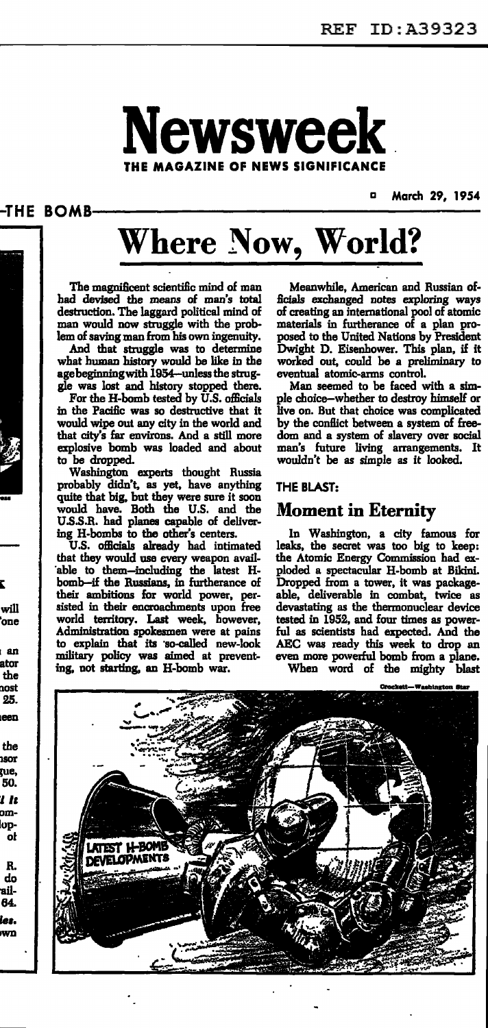# Newsweek

THE MAGAZINE OF NEWS SIGNIFICANCE

March 29, 1954

THE BOMB

## Where Now, World?

The magnificent scientific mind of man had devised the means of man's total destruction. The laggard political mind of man would now struggle with the problem of saving man from his own ingenuity.

And that struggle was to determine what human history would be like in the age beginning with 1954—unless the struggle was lost and history stopped there.

For the H-bomb tested by U.S. officials in the Pacific was so destructive that it would wipe out any city in the world and that city's far environs. And a still more explosive bomb was loaded and about to be dropped.

Washington experts thought Russia probably didn't, as yet, have anything quite that big, but they were sure it soon would have. Both the U.S. and the U.S.S.R. had planes capable of delivering H-bombs to the other's centers.

U.S. officials already had intimated that they would use every weapon available to them—including the latest H-bomb—if the Russians, in furtherance of their ambitions for world power, persisted in their encroachments upon free world territory. Last week, however, Administration spokesmen were at pains to explain that its so-called new-look military policy was aimed at preventing, not starting, an H-bomb war.

Meanwhile, American and Russian officials exchanged notes exploring ways of creating an international pool of atomic materials in furtherance of a plan proposed to the United Nations by President Dwight D. Eisenhower. This plan, if it worked out, could be a preliminary to eventual atomic-arms control.

Man seemed to be faced with a simple choice—whether to destroy himself or live on. But that choice was complicated by the conflict between a system of freedom and a system of slavery over social man's future living arrangements. It wouldn't be as simple as it looked.

THE BLAST:

## Moment in Eternity

In Washington, a city famous for leaks, the secret was too big to keep: the Atomic Energy Commission had exploded a spectacular H-bomb at Bikini. Dropped from a tower, it was packageable, deliverable in combat, twice as devastating as the thermonuclear device tested in 1952, and four times as powerful as scientists had expected. And the AEC was ready this week to drop an even more powerful bomb from a plane.

When word of the mighty blast

Crockett—Washington Star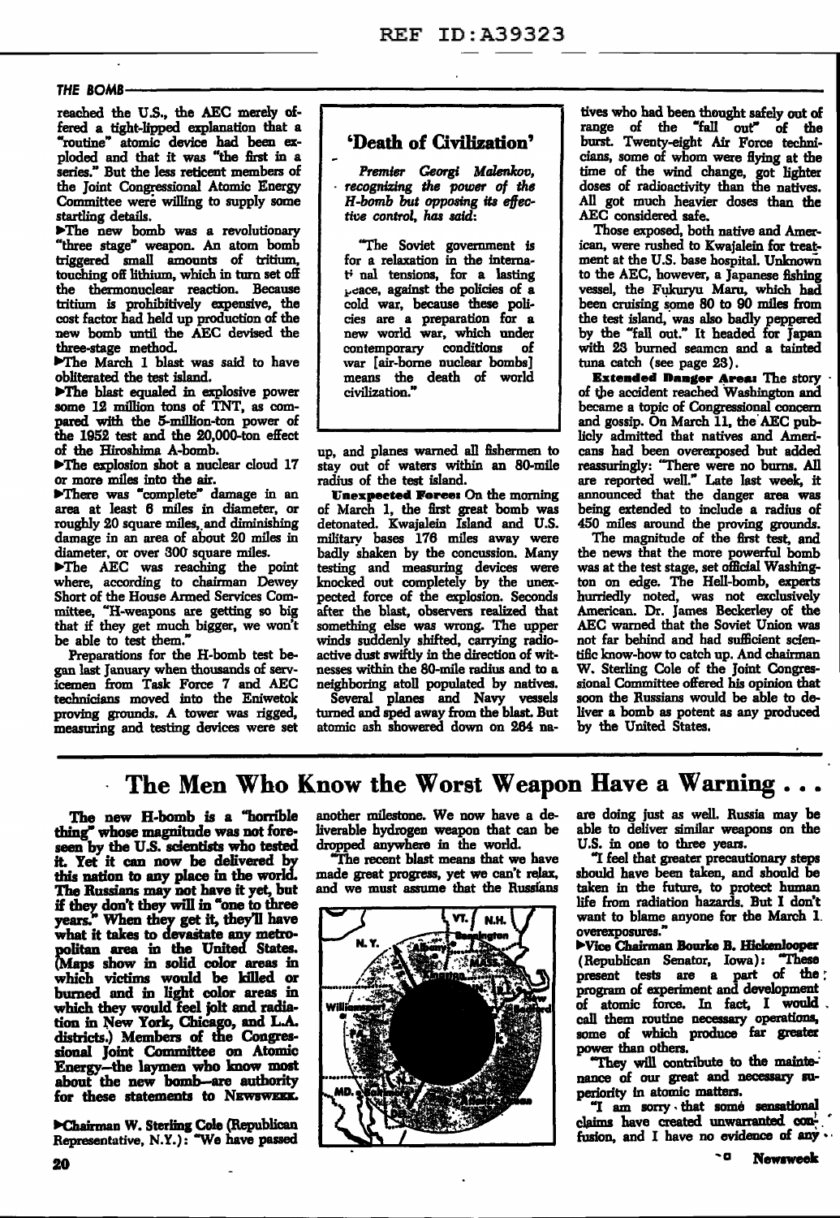reached the U.S., the AEC merely offered a tight-lipped explanation that a "routine" atomic device had been exploded and that it was "the first in a series." But the less reticent members of the Joint Congressional Atomic Energy Committee were willing to supply some startling details.

▶The new bomb was a revolutionary "three stage" weapon. An atom bomb triggered small amounts of tritium, touching off lithium, which in turn set off the thermonuclear reaction. Because tritium is prohibitively expensive, the cost factor had held up production of the new bomb until the AEC devised the three-stage method.

▶The March 1 blast was said to have obliterated the test island.

▶The blast equaled in explosive power some 12 million tons of TNT, as compared with the 5-million-ton power of the 1952 test and the 20,000-ton effect of the Hiroshima A-bomb.

▶The explosion shot a nuclear cloud 17 or more miles into the air.

▶There was "complete" damage in an area at least 6 miles in diameter, or roughly 20 square miles, and diminishing damage in an area of about 20 miles in diameter, or over 300 square miles.

▶The AEC was reaching the point where, according to chairman Dewey Short of the House Armed Services Committee, "H-weapons are getting so big that if they get much bigger, we won't be able to test them."

Preparations for the H-bomb test began last January when thousands of servicemen from Task Force 7 and AEC technicians moved into the Eniwetok proving grounds. A tower was rigged, measuring and testing devices were set up, and planes warned all fishermen to stay out of waters within an 80-mile radius of the test island.

## 'Death of Civilization'

*Premier Georgi Malenkov, recognizing the power of the H-bomb but opposing its effective control, has said:*

"The Soviet government is for a relaxation in the international tensions, for a lasting peace, against the policies of a cold war, because these policies are a preparation for a new world war, which under contemporary conditions of war [air-borne nuclear bombs] means the death of world civilization."

**Unexpected Force:** On the morning of March 1, the first great bomb was detonated. Kwajalein Island and U.S. military bases 176 miles away were badly shaken by the concussion. Many testing and measuring devices were knocked out completely by the unexpected force of the explosion. Seconds after the blast, observers realized that something else was wrong. The upper winds suddenly shifted, carrying radioactive dust swiftly in the direction of witnesses within the 80-mile radius and to a neighboring atoll populated by natives.

Several planes and Navy vessels turned and sped away from the blast. But atomic ash showered down on 264 natives who had been thought safely out of range of the "fall out" of the burst. Twenty-eight Air Force technicians, some of whom were flying at the time of the wind change, got lighter doses of radioactivity than the natives. All got much heavier doses than the AEC considered safe.

Those exposed, both native and American, were rushed to Kwajalein for treatment at the U.S. base hospital. Unknown to the AEC, however, a Japanese fishing vessel, the Fukuryu Maru, which had been cruising some 80 to 90 miles from the test island, was also badly peppered by the "fall out." It headed for Japan with 23 burned seamen and a tainted tuna catch (see page 23).

**Extended Danger Area:** The story of the accident reached Washington and became a topic of Congressional concern and gossip. On March 11, the AEC publicly admitted that natives and Americans had been overexposed but added reassuringly: "There were no burns. All are reported well." Late last week, it announced that the danger area was being extended to include a radius of 450 miles around the proving grounds.

The magnitude of the first test, and the news that the more powerful bomb was at the test stage, set official Washington on edge. The Hell-bomb, experts hurriedly noted, was not exclusively American. Dr. James Beckerley of the AEC warned that the Soviet Union was not far behind and had sufficient scientific know-how to catch up. And chairman W. Sterling Cole of the Joint Congressional Committee offered his opinion that soon the Russians would be able to deliver a bomb as potent as any produced by the United States.

# The Men Who Know the Worst Weapon Have a Warning . . .

**The new H-bomb is a "horrible thing" whose magnitude was not foreseen by the U.S. scientists who tested it. Yet it can now be delivered by this nation to any place in the world. The Russians may not have it yet, but if they don't they will in "one to three years." When they get it, they'll have what it takes to devastate any metropolitan area in the United States. (Maps show in solid color areas in which victims would be killed or burned and in light color areas in which they would feel jolt and radiation in New York, Chicago, and L.A. districts.) Members of the Congressional Joint Committee on Atomic Energy—the laymen who know most about the new bomb—are authority for these statements to NEWSWEEK.**

▶**Chairman W. Sterling Cole** (Republican Representative, N.Y.): "We have passed another milestone. We now have a deliverable hydrogen weapon that can be dropped anywhere in the world.

"The recent blast means that we have made great progress, yet we can't relax, and we must assume that the Russians are doing just as well. Russia may be able to deliver similar weapons on the U.S. in one to three years.

"I feel that greater precautionary steps should have been taken, and should be taken in the future, to protect human life from radiation hazards. But I don't want to blame anyone for the March 1 overexposures."

▶**Vice Chairman Bourke B. Hickenlooper** (Republican Senator, Iowa): "These present tests are a part of the program of experiment and development of atomic force. In fact, I would call them routine necessary operations, some of which produce far greater power than others.

"They will contribute to the maintenance of our great and necessary superiority in atomic matters.

"I am sorry that some sensational claims have created unwarranted confusion, and I have no evidence of any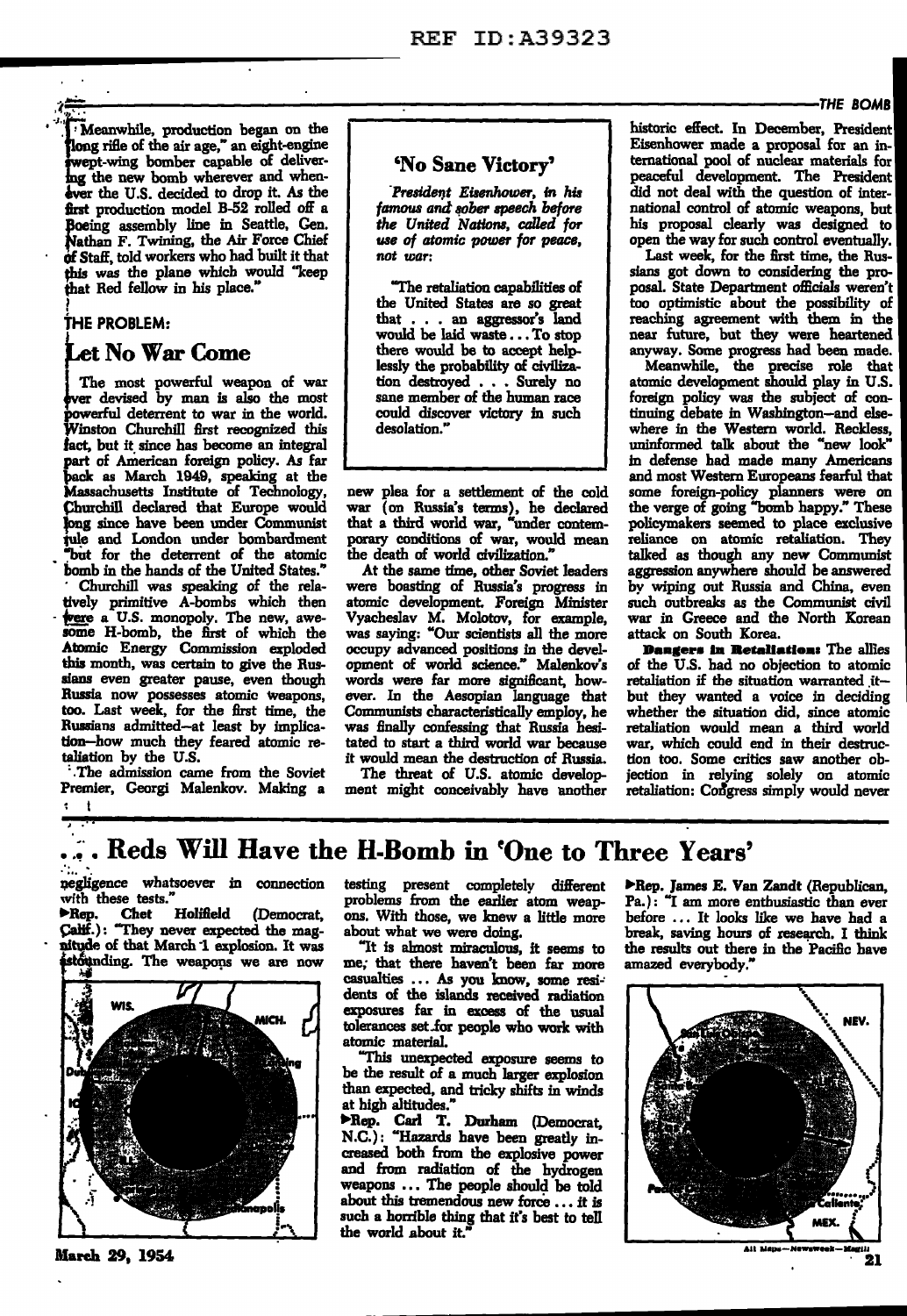Meanwhile, production began on the "long rifle of the air age," an eight-engine swept-wing bomber capable of delivering the new bomb wherever and whenever the U.S. decided to drop it. As the first production model B-52 rolled off a Boeing assembly line in Seattle, Gen. Nathan F. Twining, the Air Force Chief of Staff, told workers who had built it that this was the plane which would "keep that Red fellow in his place."

## THE PROBLEM:

# Let No War Come

The most powerful weapon of war ever devised by man is also the most powerful deterrent to war in the world. Winston Churchill first recognized this fact, but it since has become an integral part of American foreign policy. As far back as March 1949, speaking at the Massachusetts Institute of Technology, Churchill declared that Europe would long since have been under Communist rule and London under bombardment "but for the deterrent of the atomic bomb in the hands of the United States."

Churchill was speaking of the relatively primitive A-bombs which then were a U.S. monopoly. The new, awesome H-bomb, the first of which the Atomic Energy Commission exploded this month, was certain to give the Russians even greater pause, even though Russia now possesses atomic weapons, too. Last week, for the first time, the Russians admitted—at least by implication—how much they feared atomic retaliation by the U.S.

The admission came from the Soviet Premier, Georgi Malenkov. Making a new plea for a settlement of the cold war (on Russia's terms), he declared that a third world war, "under contemporary conditions of war, would mean the death of world civilization."

> ### 'No Sane Victory'
>
> *President Eisenhower, in his famous and sober speech before the United Nations, called for use of atomic power for peace, not war:*
>
> "The retaliation capabilities of the United States are so great that . . . an aggressor's land would be laid waste . . . To stop there would be to accept helplessly the probability of civilization destroyed . . . Surely no sane member of the human race could discover victory in such desolation."

At the same time, other Soviet leaders were boasting of Russia's progress in atomic development. Foreign Minister Vyacheslav M. Molotov, for example, was saying: "Our scientists all the more occupy advanced positions in the development of world science." Malenkov's words were far more significant, however. In the Aesopian language that Communists characteristically employ, he was finally confessing that Russia hesitated to start a third world war because it would mean the destruction of Russia.

The threat of U.S. atomic development might conceivably have another historic effect. In December, President Eisenhower made a proposal for an international pool of nuclear materials for peaceful development. The President did not deal with the question of international control of atomic weapons, but his proposal clearly was designed to open the way for such control eventually.

Last week, for the first time, the Russians got down to considering the proposal. State Department officials weren't too optimistic about the possibility of reaching agreement with them in the near future, but they were heartened anyway. Some progress had been made.

Meanwhile, the precise role that atomic development should play in U.S. foreign policy was the subject of continuing debate in Washington—and elsewhere in the Western world. Reckless, uninformed talk about the "new look" in defense had made many Americans and most Western Europeans fearful that some foreign-policy planners were on the verge of going "bomb happy." These policymakers seemed to place exclusive reliance on atomic retaliation. They talked as though any new Communist aggression anywhere should be answered by wiping out Russia and China, even such outbreaks as the Communist civil war in Greece and the North Korean attack on South Korea.

**Dangers in Retaliation:** The allies of the U.S. had no objection to atomic retaliation if the situation warranted it—but they wanted a voice in deciding whether the situation did, since atomic retaliation would mean a third world war, which could end in their destruction too. Some critics saw another objection in relying solely on atomic retaliation: Congress simply would never

# . . . Reds Will Have the H-Bomb in 'One to Three Years'

negligence whatsoever in connection with these tests."

▶Rep. Chet Holifield (Democrat, Calif.): "They never expected the magnitude of that March 1 explosion. It was astounding. The weapons we are now testing present completely different problems from the earlier atom weapons. With those, we knew a little more about what we were doing.

"It is almost miraculous, it seems to me, that there haven't been far more casualties . . . As you know, some residents of the islands received radiation exposures far in excess of the usual tolerances set for people who work with atomic material.

"This unexpected exposure seems to be the result of a much larger explosion than expected, and tricky shifts in winds at high altitudes."

▶Rep. Carl T. Durham (Democrat, N.C.): "Hazards have been greatly increased both from the explosive power and from radiation of the hydrogen weapons . . . The people should be told about this tremendous new force . . . it is such a horrible thing that it's best to tell the world about it."

▶Rep. James E. Van Zandt (Republican, Pa.): "I am more enthusiastic than ever before . . . It looks like we have had a break, saving hours of research. I think the results out there in the Pacific have amazed everybody."

All Maps—Newsweek—Magill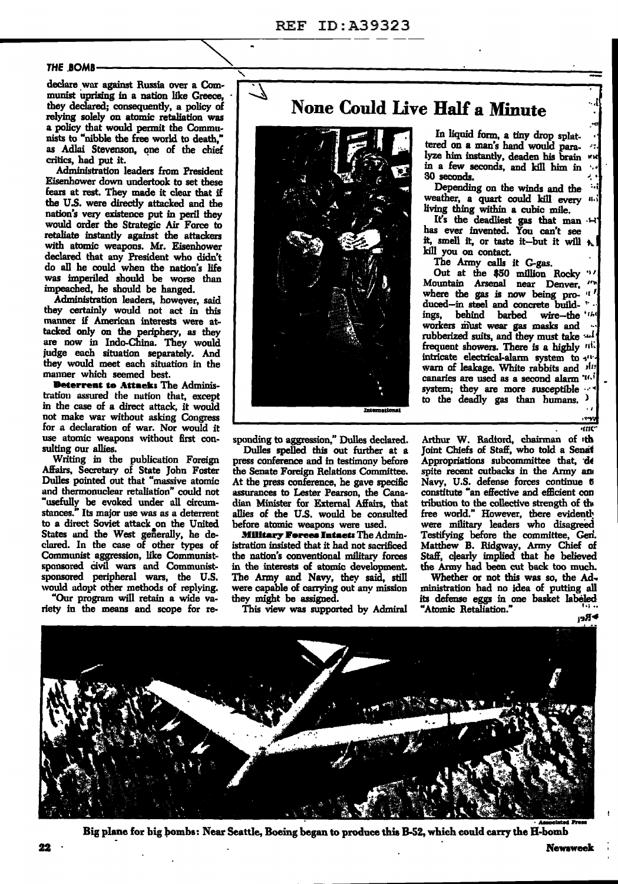declare war against Russia over a Communist uprising in a nation like Greece, they declared; consequently, a policy of relying solely on atomic retaliation was a policy that would permit the Communists to "nibble the free world to death," as Adlai Stevenson, one of the chief critics, had put it.

Administration leaders from President Eisenhower down undertook to set these fears at rest. They made it clear that if the U.S. were directly attacked and the nation's very existence put in peril they would order the Strategic Air Force to retaliate instantly against the attackers with atomic weapons. Mr. Eisenhower declared that any President who didn't do all he could when the nation's life was imperiled should be worse than impeached, he should be hanged.

Administration leaders, however, said they certainly would not act in this manner if American interests were attacked only on the periphery, as they are now in Indo-China. They would judge each situation separately. And they would meet each situation in the manner which seemed best.

**Deterrent to Attack:** The Administration assured the nation that, except in the case of a direct attack, it would not make war without asking Congress for a declaration of war. Nor would it use atomic weapons without first consulting our allies.

Writing in the publication Foreign Affairs, Secretary of State John Foster Dulles pointed out that "massive atomic and thermonuclear retaliation" could not "usefully be evoked under all circumstances." Its major use was as a deterrent to a direct Soviet attack on the United States and the West generally, he declared. In the case of other types of Communist aggression, like Communist-sponsored civil wars and Communist-sponsored peripheral wars, the U.S. would adopt other methods of replying.

"Our program will retain a wide variety in the means and scope for responding to aggression," Dulles declared.

Dulles spelled this out further at a press conference and in testimony before the Senate Foreign Relations Committee. At the press conference, he gave specific assurances to Lester Pearson, the Canadian Minister for External Affairs, that allies of the U.S. would be consulted before atomic weapons were used.

**Military Forces Intact:** The Administration insisted that it had not sacrificed the nation's conventional military forces in the interests of atomic development. The Army and Navy, they said, still were capable of carrying out any mission they might be assigned.

This view was supported by Admiral Arthur W. Radford, chairman of the Joint Chiefs of Staff, who told a Senate Appropriations subcommittee that, despite recent cutbacks in the Army and Navy, U.S. defense forces continue to constitute "an effective and efficient contribution to the collective strength of the free world." However, there evidently were military leaders who disagreed. Testifying before the committee, Gen. Matthew B. Ridgway, Army Chief of Staff, clearly implied that he believed the Army had been cut back too much.

Whether or not this was so, the Administration had no idea of putting all its defense eggs in one basket labeled "Atomic Retaliation."

## None Could Live Half a Minute

International

In liquid form, a tiny drop splattered on a man's hand would paralyze him instantly, deaden his brain in a few seconds, and kill him in 30 seconds.

Depending on the winds and the weather, a quart could kill every living thing within a cubic mile.

It's the deadliest gas that man has ever invented. You can't see it, smell it, or taste it—but it will kill you on contact.

The Army calls it G-gas.

Out at the $50 million Rocky Mountain Arsenal near Denver, where the gas is now being produced—in steel and concrete buildings, behind barbed wire—the workers must wear gas masks and rubberized suits, and they must take frequent showers. There is a highly intricate electrical-alarm system to warn of leakage. White rabbits and canaries are used as a second alarm system; they are more susceptible to the deadly gas than humans.

Associated Press

**Big plane for big bombs: Near Seattle, Boeing began to produce this B-52, which could carry the H-bomb**